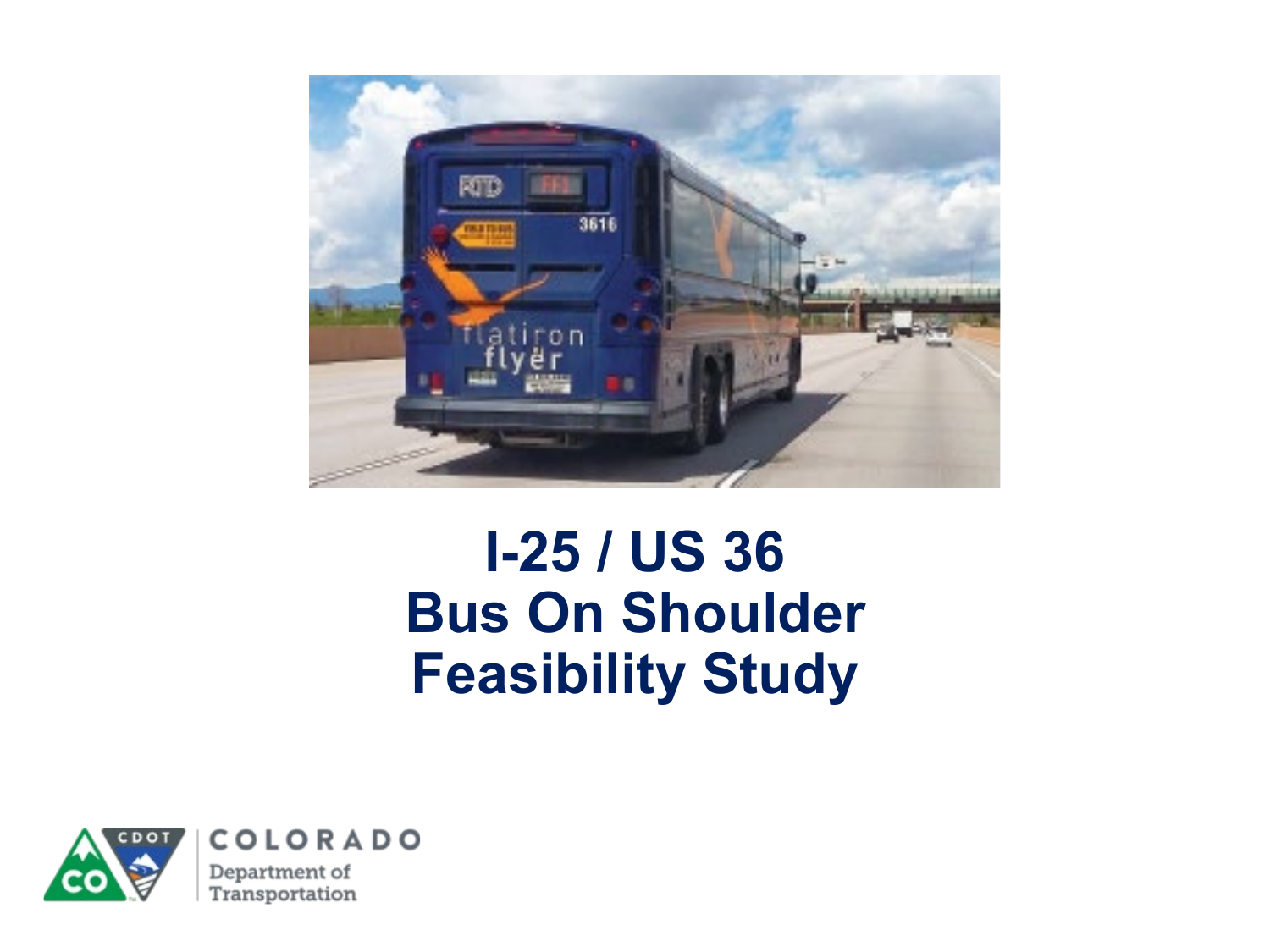# I-25 / US 36 Bus On Shoulder Feasibility Study

COLORADO
Department of Transportation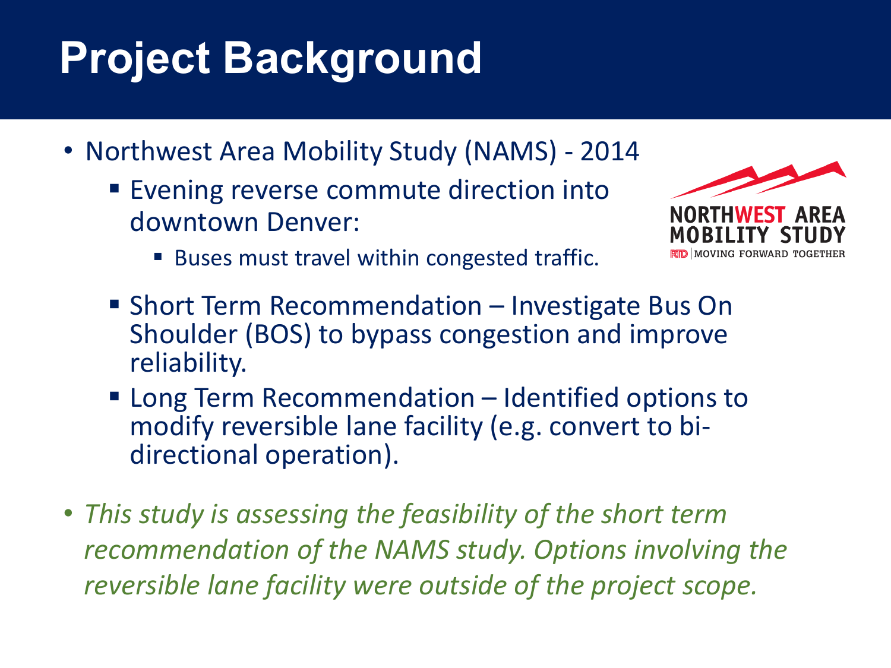# Project Background

- Northwest Area Mobility Study (NAMS) - 2014
  - Evening reverse commute direction into downtown Denver:
    - Buses must travel within congested traffic.
  - Short Term Recommendation – Investigate Bus On Shoulder (BOS) to bypass congestion and improve reliability.
  - Long Term Recommendation – Identified options to modify reversible lane facility (e.g. convert to bi-directional operation).

NORTHWEST AREA MOBILITY STUDY
RTD | MOVING FORWARD TOGETHER

- *This study is assessing the feasibility of the short term recommendation of the NAMS study. Options involving the reversible lane facility were outside of the project scope.*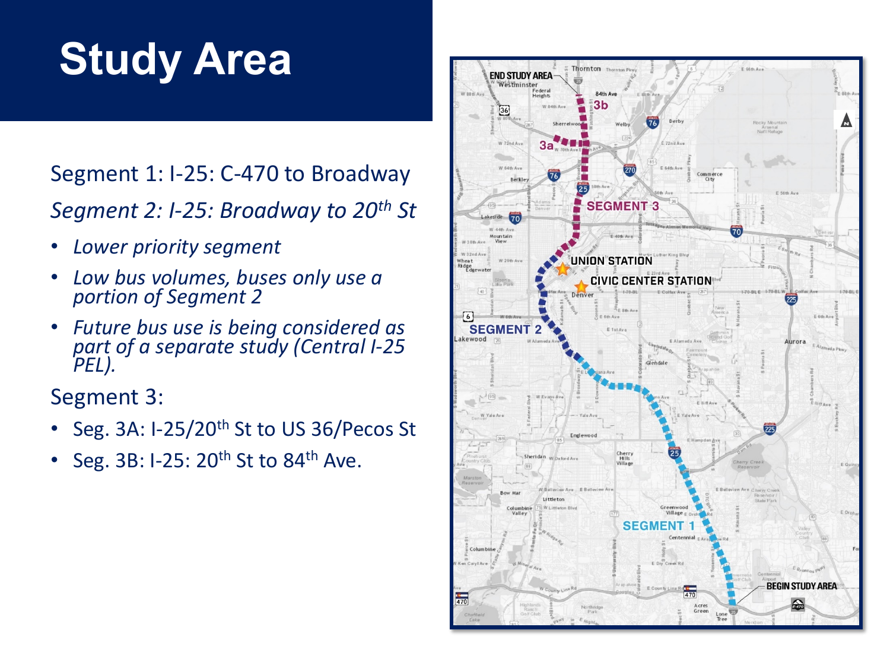# Study Area

Segment 1: I-25: C-470 to Broadway

*Segment 2: I-25: Broadway to 20th St*

- *Lower priority segment*
- *Low bus volumes, buses only use a portion of Segment 2*
- *Future bus use is being considered as part of a separate study (Central I-25 PEL).*

Segment 3:

- Seg. 3A: I-25/20th St to US 36/Pecos St
- Seg. 3B: I-25: 20th St to 84th Ave.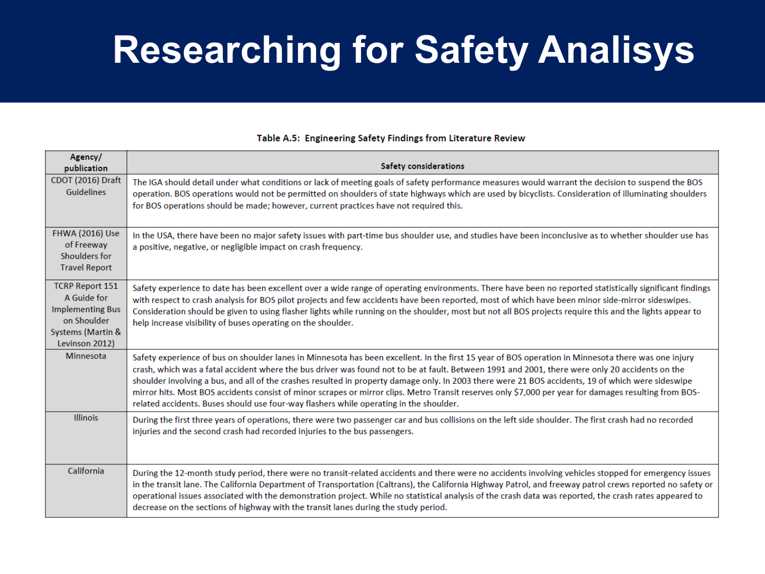# Researching for Safety Analisys

**Table A.5: Engineering Safety Findings from Literature Review**

| Agency/ publication | Safety considerations |
|---|---|
| CDOT (2016) Draft Guidelines | The IGA should detail under what conditions or lack of meeting goals of safety performance measures would warrant the decision to suspend the BOS operation. BOS operations would not be permitted on shoulders of state highways which are used by bicyclists. Consideration of illuminating shoulders for BOS operations should be made; however, current practices have not required this. |
| FHWA (2016) Use of Freeway Shoulders for Travel Report | In the USA, there have been no major safety issues with part-time bus shoulder use, and studies have been inconclusive as to whether shoulder use has a positive, negative, or negligible impact on crash frequency. |
| TCRP Report 151 A Guide for Implementing Bus on Shoulder Systems (Martin & Levinson 2012) | Safety experience to date has been excellent over a wide range of operating environments. There have been no reported statistically significant findings with respect to crash analysis for BOS pilot projects and few accidents have been reported, most of which have been minor side-mirror sideswipes. Consideration should be given to using flasher lights while running on the shoulder, most but not all BOS projects require this and the lights appear to help increase visibility of buses operating on the shoulder. |
| Minnesota | Safety experience of bus on shoulder lanes in Minnesota has been excellent. In the first 15 year of BOS operation in Minnesota there was one injury crash, which was a fatal accident where the bus driver was found not to be at fault. Between 1991 and 2001, there were only 20 accidents on the shoulder involving a bus, and all of the crashes resulted in property damage only. In 2003 there were 21 BOS accidents, 19 of which were sideswipe mirror hits. Most BOS accidents consist of minor scrapes or mirror clips. Metro Transit reserves only $7,000 per year for damages resulting from BOS-related accidents. Buses should use four-way flashers while operating in the shoulder. |
| Illinois | During the first three years of operations, there were two passenger car and bus collisions on the left side shoulder. The first crash had no recorded injuries and the second crash had recorded injuries to the bus passengers. |
| California | During the 12-month study period, there were no transit-related accidents and there were no accidents involving vehicles stopped for emergency issues in the transit lane. The California Department of Transportation (Caltrans), the California Highway Patrol, and freeway patrol crews reported no safety or operational issues associated with the demonstration project. While no statistical analysis of the crash data was reported, the crash rates appeared to decrease on the sections of highway with the transit lanes during the study period. |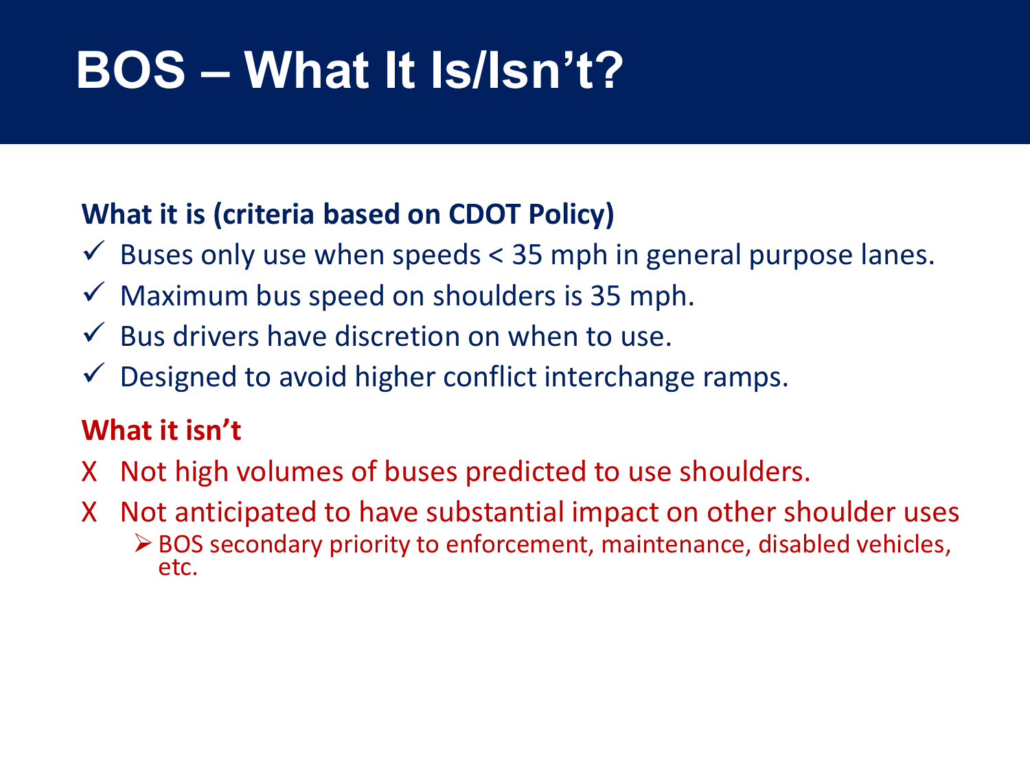# BOS – What It Is/Isn't?

**What it is (criteria based on CDOT Policy)**

- ✓ Buses only use when speeds < 35 mph in general purpose lanes.
- ✓ Maximum bus speed on shoulders is 35 mph.
- ✓ Bus drivers have discretion on when to use.
- ✓ Designed to avoid higher conflict interchange ramps.

**What it isn't**

- X Not high volumes of buses predicted to use shoulders.
- X Not anticipated to have substantial impact on other shoulder uses
  - ➢ BOS secondary priority to enforcement, maintenance, disabled vehicles, etc.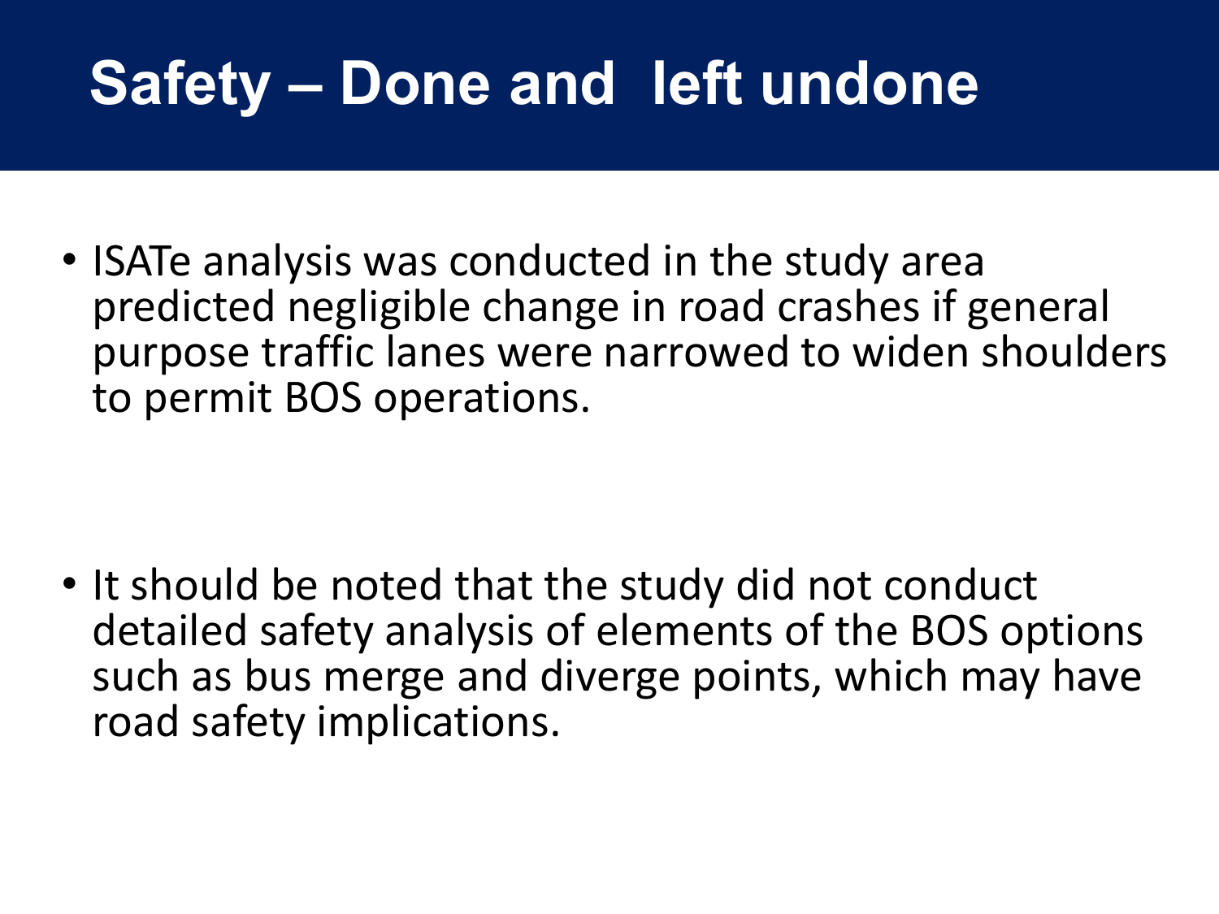# Safety – Done and left undone

- ISATe analysis was conducted in the study area predicted negligible change in road crashes if general purpose traffic lanes were narrowed to widen shoulders to permit BOS operations.

- It should be noted that the study did not conduct detailed safety analysis of elements of the BOS options such as bus merge and diverge points, which may have road safety implications.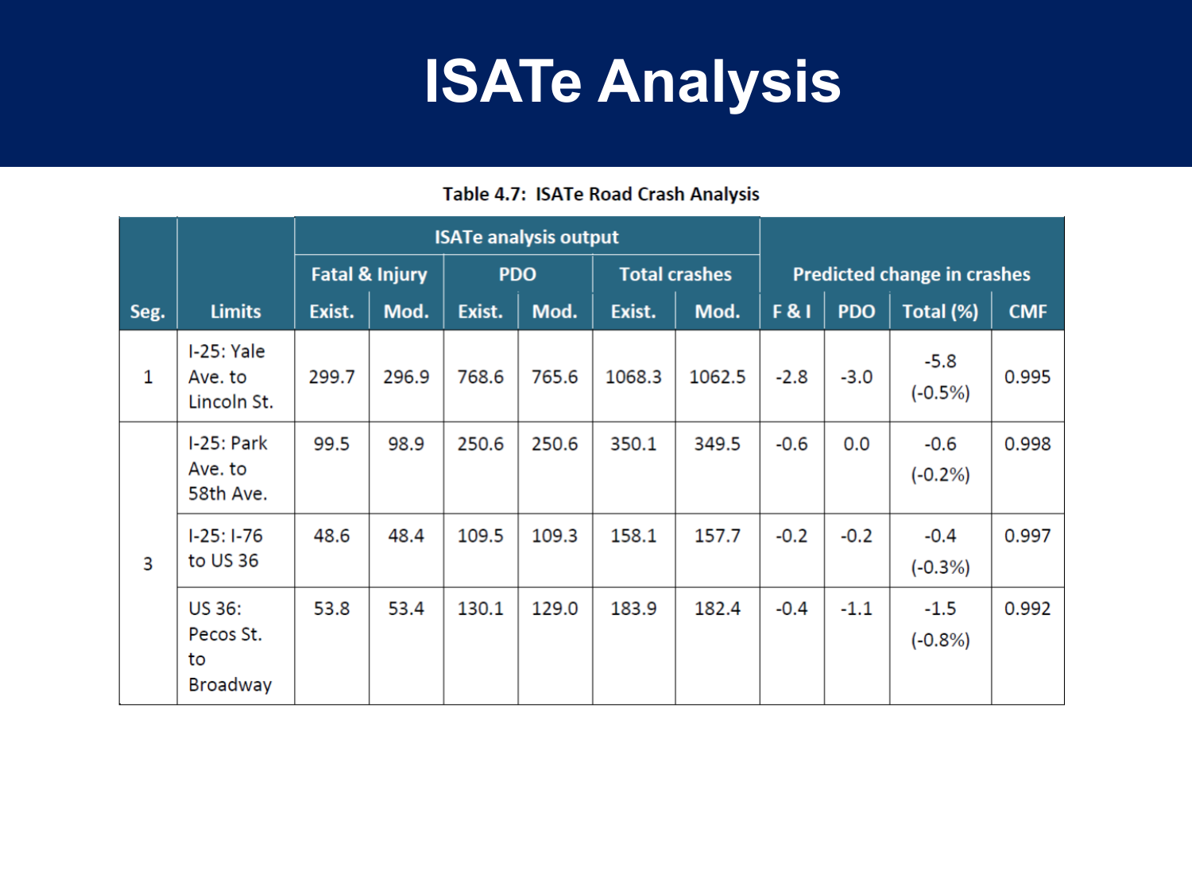# ISATe Analysis

**Table 4.7: ISATe Road Crash Analysis**

| | | ISATe analysis output | | | | | | Predicted change in crashes | | | |
|---|---|---|---|---|---|---|---|---|---|---|---|
| | | Fatal & Injury | | PDO | | Total crashes | | | | | |
| Seg. | Limits | Exist. | Mod. | Exist. | Mod. | Exist. | Mod. | F & I | PDO | Total (%) | CMF |
| 1 | I-25: Yale Ave. to Lincoln St. | 299.7 | 296.9 | 768.6 | 765.6 | 1068.3 | 1062.5 | -2.8 | -3.0 | -5.8 (-0.5%) | 0.995 |
| 3 | I-25: Park Ave. to 58th Ave. | 99.5 | 98.9 | 250.6 | 250.6 | 350.1 | 349.5 | -0.6 | 0.0 | -0.6 (-0.2%) | 0.998 |
| | I-25: I-76 to US 36 | 48.6 | 48.4 | 109.5 | 109.3 | 158.1 | 157.7 | -0.2 | -0.2 | -0.4 (-0.3%) | 0.997 |
| | US 36: Pecos St. to Broadway | 53.8 | 53.4 | 130.1 | 129.0 | 183.9 | 182.4 | -0.4 | -1.1 | -1.5 (-0.8%) | 0.992 |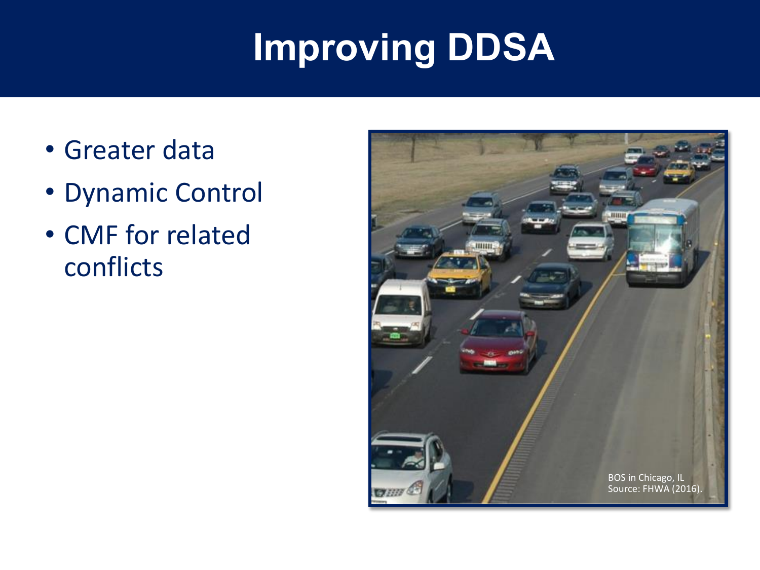# Improving DDSA

- Greater data
- Dynamic Control
- CMF for related conflicts

BOS in Chicago, IL
Source: FHWA (2016).